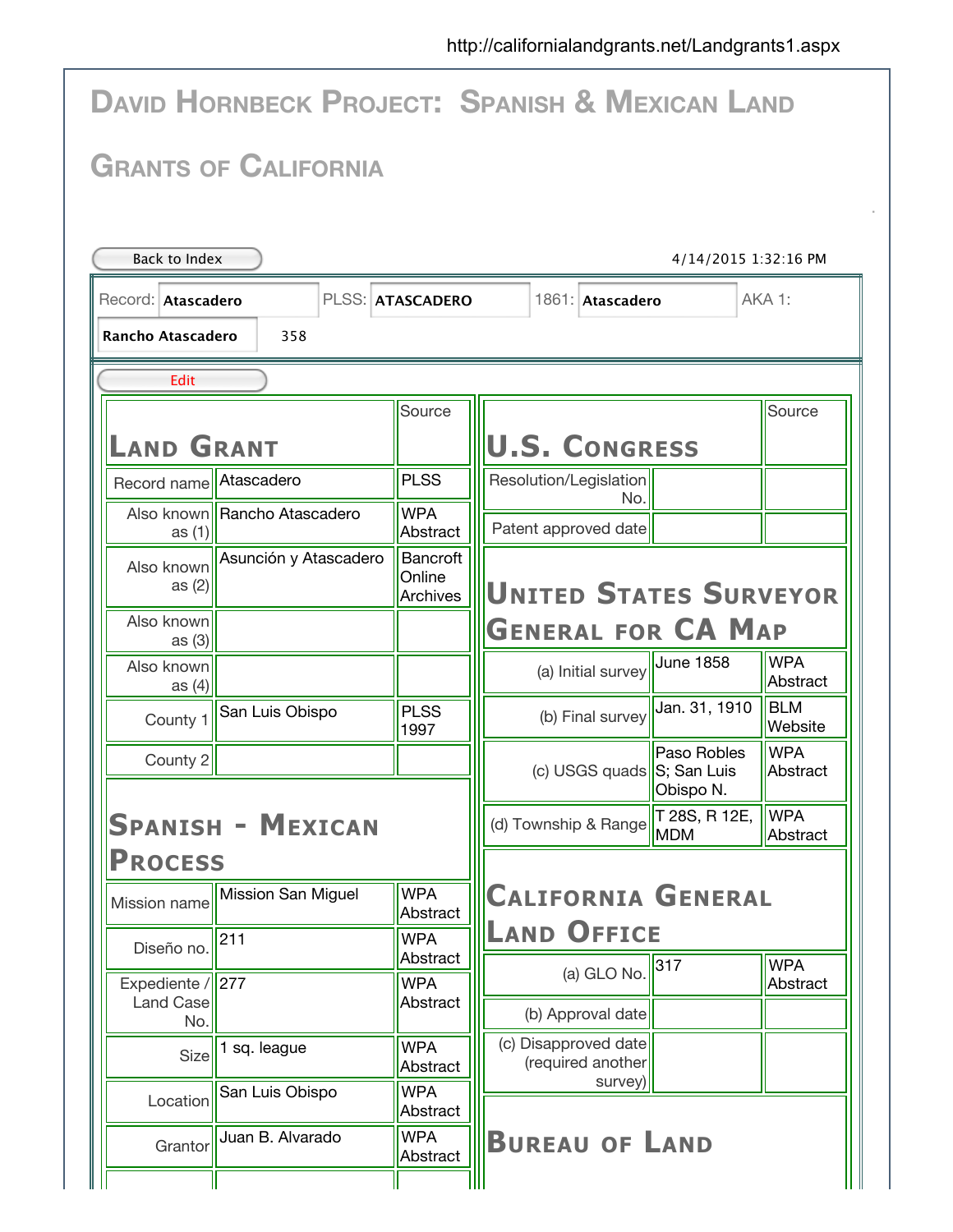http://californialandgrants.net/Landgrants1.aspx

# David Hornbeck Project: Spanish & Mexican Land Grants of California

Back to Index

4/14/2015 1:32:16 PM

Record: **Atascadero** PLSS: **ATASCADERO** 1861: **Atascadero** AKA 1: **Rancho Atascadero** 358

Edit

## Land Grant

| | | Source |
|---|---|---|
| Record name | Atascadero | PLSS |
| Also known as (1) | Rancho Atascadero | WPA Abstract |
| Also known as (2) | Asunción y Atascadero | Bancroft Online Archives |
| Also known as (3) | | |
| Also known as (4) | | |
| County 1 | San Luis Obispo | PLSS 1997 |
| County 2 | | |

## Spanish - Mexican Process

| | | Source |
|---|---|---|
| Mission name | Mission San Miguel | WPA Abstract |
| Diseño no. | 211 | WPA Abstract |
| Expediente / Land Case No. | 277 | WPA Abstract |
| Size | 1 sq. league | WPA Abstract |
| Location | San Luis Obispo | WPA Abstract |
| Grantor | Juan B. Alvarado | WPA Abstract |
| | | |

## U.S. Congress

| | | Source |
|---|---|---|
| Resolution/Legislation No. | | |
| Patent approved date | | |

## United States Surveyor General for CA Map

| | | Source |
|---|---|---|
| (a) Initial survey | June 1858 | WPA Abstract |
| (b) Final survey | Jan. 31, 1910 | BLM Website |
| (c) USGS quads | Paso Robles S; San Luis Obispo N. | WPA Abstract |
| (d) Township & Range | T 28S, R 12E, MDM | WPA Abstract |

## California General Land Office

| | | Source |
|---|---|---|
| (a) GLO No. | 317 | WPA Abstract |
| (b) Approval date | | |
| (c) Disapproved date (required another survey) | | |

## Bureau of Land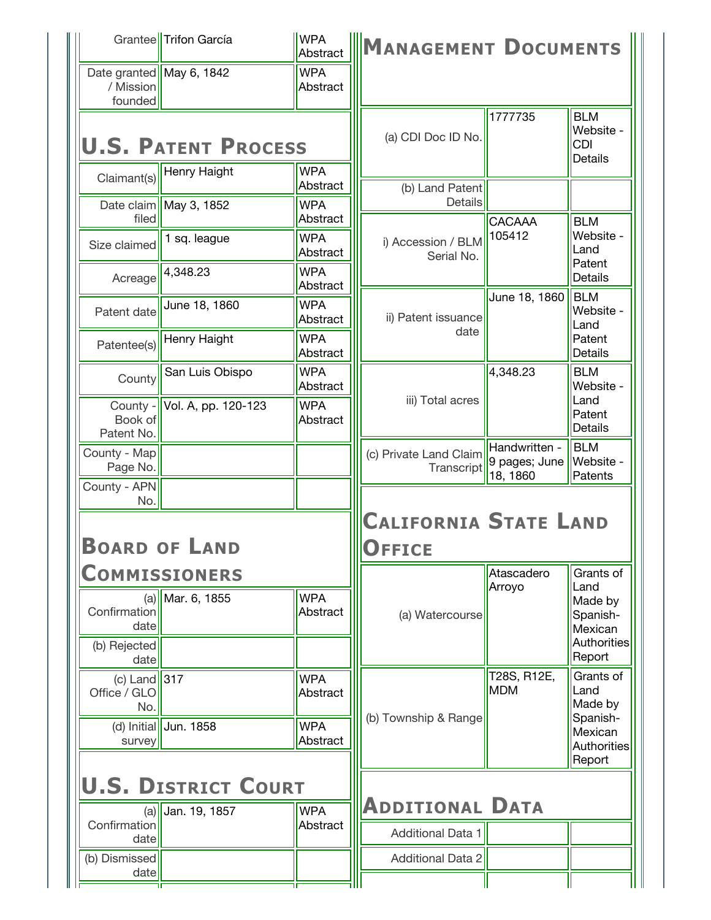| | | |
|---|---|---|
| Grantee | Trifon García | WPA Abstract |
| Date granted / Mission founded | May 6, 1842 | WPA Abstract |

## U.S. Patent Process

| | | |
|---|---|---|
| Claimant(s) | Henry Haight | WPA Abstract |
| Date claim filed | May 3, 1852 | WPA Abstract |
| Size claimed | 1 sq. league | WPA Abstract |
| Acreage | 4,348.23 | WPA Abstract |
| Patent date | June 18, 1860 | WPA Abstract |
| Patentee(s) | Henry Haight | WPA Abstract |
| County | San Luis Obispo | WPA Abstract |
| County - Book of Patent No. | Vol. A, pp. 120-123 | WPA Abstract |
| County - Map Page No. | | |
| County - APN No. | | |

## Board of Land Commissioners

| | | |
|---|---|---|
| (a) Confirmation date | Mar. 6, 1855 | WPA Abstract |
| (b) Rejected date | | |
| (c) Land Office / GLO No. | 317 | WPA Abstract |
| (d) Initial survey | Jun. 1858 | WPA Abstract |

## U.S. District Court

| | | |
|---|---|---|
| (a) Confirmation date | Jan. 19, 1857 | WPA Abstract |
| (b) Dismissed date | | |

## Management Documents

| | | |
|---|---|---|
| (a) CDI Doc ID No. | 1777735 | BLM Website - CDI Details |
| (b) Land Patent Details | | |
| i) Accession / BLM Serial No. | CACAAA 105412 | BLM Website - Land Patent Details |
| ii) Patent issuance date | June 18, 1860 | BLM Website - Land Patent Details |
| iii) Total acres | 4,348.23 | BLM Website - Land Patent Details |
| (c) Private Land Claim Transcript | Handwritten - 9 pages; June 18, 1860 | BLM Website - Patents |

## California State Land Office

| | | |
|---|---|---|
| (a) Watercourse | Atascadero Arroyo | Grants of Land Made by Spanish-Mexican Authorities Report |
| (b) Township & Range | T28S, R12E, MDM | Grants of Land Made by Spanish-Mexican Authorities Report |

## Additional Data

| | | |
|---|---|---|
| Additional Data 1 | | |
| Additional Data 2 | | |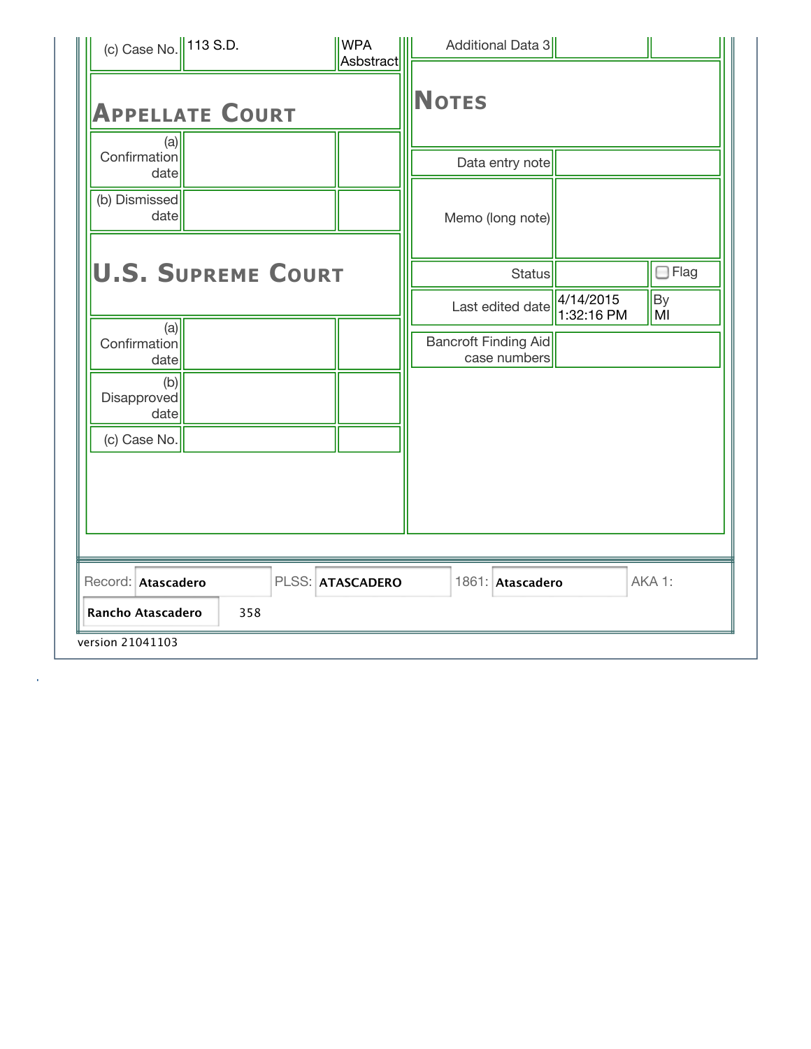| | | |
|---|---|---|
| (c) Case No. | 113 S.D. | WPA Asbstract |

## Appellate Court

| | | |
|---|---|---|
| (a) Confirmation date | | |
| (b) Dismissed date | | |

## U.S. Supreme Court

| | | |
|---|---|---|
| (a) Confirmation date | | |
| (b) Disapproved date | | |
| (c) Case No. | | |

| | | |
|---|---|---|
| Additional Data 3 | | |

## Notes

| | | |
|---|---|---|
| Data entry note | | |
| Memo (long note) | | |
| Status | | Flag |
| Last edited date | 4/14/2015 1:32:16 PM | By MI |
| Bancroft Finding Aid case numbers | | |

Record: **Atascadero** PLSS: **ATASCADERO** 1861: **Atascadero** AKA 1:

**Rancho Atascadero** 358

version 21041103